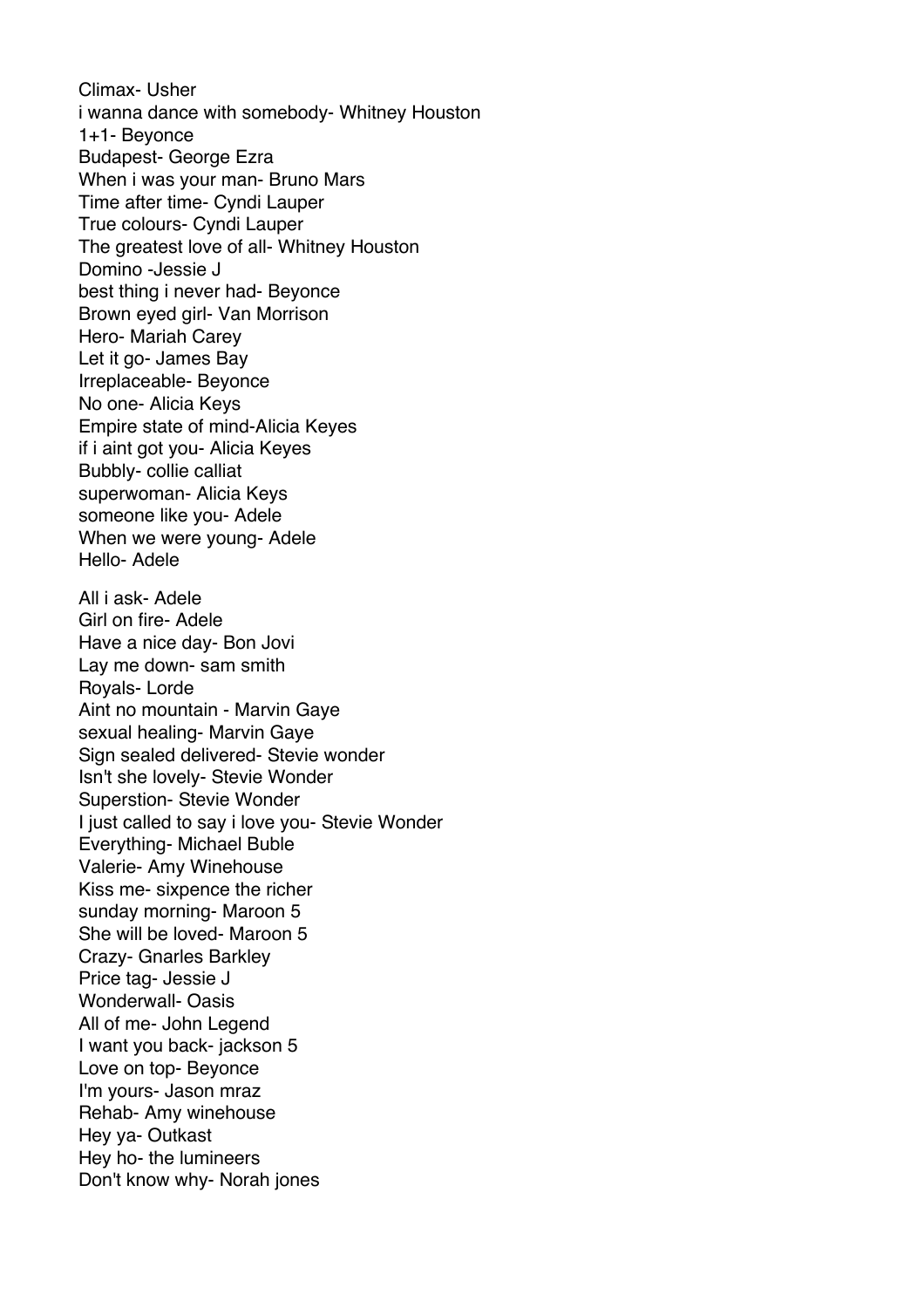Climax- Usher
i wanna dance with somebody- Whitney Houston
1+1- Beyonce
Budapest- George Ezra
When i was your man- Bruno Mars
Time after time- Cyndi Lauper
True colours- Cyndi Lauper
The greatest love of all- Whitney Houston
Domino -Jessie J
best thing i never had- Beyonce
Brown eyed girl- Van Morrison
Hero- Mariah Carey
Let it go- James Bay
Irreplaceable- Beyonce
No one- Alicia Keys
Empire state of mind-Alicia Keyes
if i aint got you- Alicia Keyes
Bubbly- collie calliat
superwoman- Alicia Keys
someone like you- Adele
When we were young- Adele
Hello- Adele

All i ask- Adele
Girl on fire- Adele
Have a nice day- Bon Jovi
Lay me down- sam smith
Royals- Lorde
Aint no mountain - Marvin Gaye
sexual healing- Marvin Gaye
Sign sealed delivered- Stevie wonder
Isn't she lovely- Stevie Wonder
Superstion- Stevie Wonder
I just called to say i love you- Stevie Wonder
Everything- Michael Buble
Valerie- Amy Winehouse
Kiss me- sixpence the richer
sunday morning- Maroon 5
She will be loved- Maroon 5
Crazy- Gnarles Barkley
Price tag- Jessie J
Wonderwall- Oasis
All of me- John Legend
I want you back- jackson 5
Love on top- Beyonce
I'm yours- Jason mraz
Rehab- Amy winehouse
Hey ya- Outkast
Hey ho- the lumineers
Don't know why- Norah jones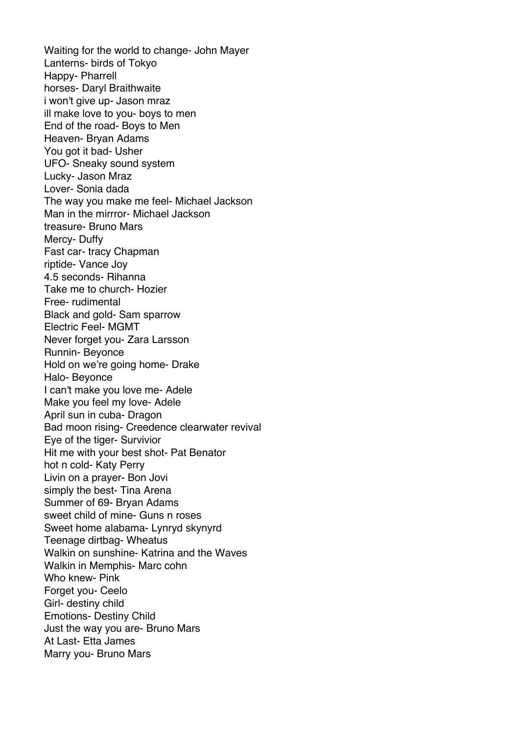Waiting for the world to change- John Mayer
Lanterns- birds of Tokyo
Happy- Pharrell
horses- Daryl Braithwaite
i won't give up- Jason mraz
ill make love to you- boys to men
End of the road- Boys to Men
Heaven- Bryan Adams
You got it bad- Usher
UFO- Sneaky sound system
Lucky- Jason Mraz
Lover- Sonia dada
The way you make me feel- Michael Jackson
Man in the mirrror- Michael Jackson
treasure- Bruno Mars
Mercy- Duffy
Fast car- tracy Chapman
riptide- Vance Joy
4.5 seconds- Rihanna
Take me to church- Hozier
Free- rudimental
Black and gold- Sam sparrow
Electric Feel- MGMT
Never forget you- Zara Larsson
Runnin- Beyonce
Hold on we're going home- Drake
Halo- Beyonce
I can't make you love me- Adele
Make you feel my love- Adele
April sun in cuba- Dragon
Bad moon rising- Creedence clearwater revival
Eye of the tiger- Survivior
Hit me with your best shot- Pat Benator
hot n cold- Katy Perry
Livin on a prayer- Bon Jovi
simply the best- Tina Arena
Summer of 69- Bryan Adams
sweet child of mine- Guns n roses
Sweet home alabama- Lynryd skynyrd
Teenage dirtbag- Wheatus
Walkin on sunshine- Katrina and the Waves
Walkin in Memphis- Marc cohn
Who knew- Pink
Forget you- Ceelo
Girl- destiny child
Emotions- Destiny Child
Just the way you are- Bruno Mars
At Last- Etta James
Marry you- Bruno Mars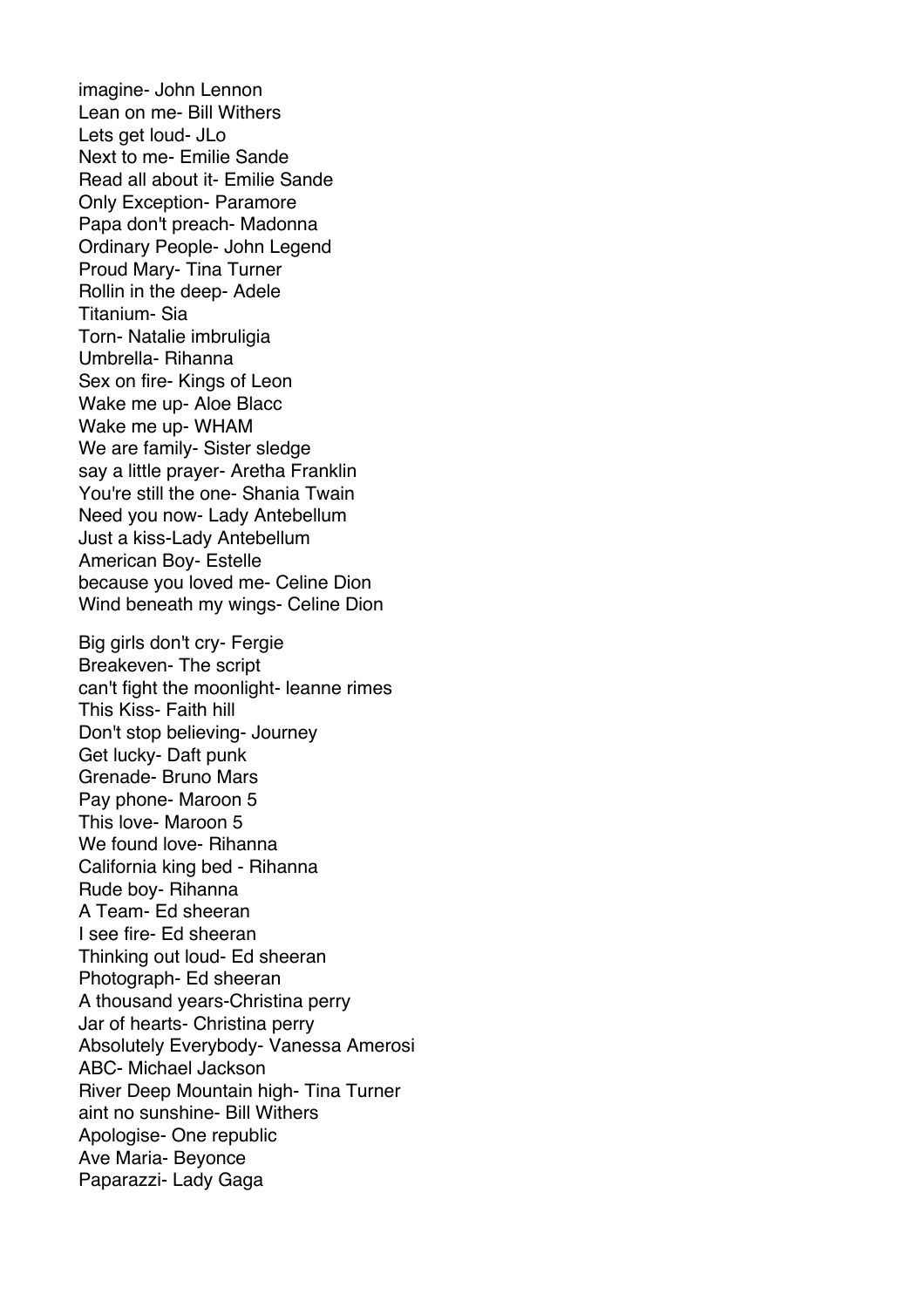imagine- John Lennon
Lean on me- Bill Withers
Lets get loud- JLo
Next to me- Emilie Sande
Read all about it- Emilie Sande
Only Exception- Paramore
Papa don't preach- Madonna
Ordinary People- John Legend
Proud Mary- Tina Turner
Rollin in the deep- Adele
Titanium- Sia
Torn- Natalie imbruligia
Umbrella- Rihanna
Sex on fire- Kings of Leon
Wake me up- Aloe Blacc
Wake me up- WHAM
We are family- Sister sledge
say a little prayer- Aretha Franklin
You're still the one- Shania Twain
Need you now- Lady Antebellum
Just a kiss-Lady Antebellum
American Boy- Estelle
because you loved me- Celine Dion
Wind beneath my wings- Celine Dion

Big girls don't cry- Fergie
Breakeven- The script
can't fight the moonlight- leanne rimes
This Kiss- Faith hill
Don't stop believing- Journey
Get lucky- Daft punk
Grenade- Bruno Mars
Pay phone- Maroon 5
This love- Maroon 5
We found love- Rihanna
California king bed - Rihanna
Rude boy- Rihanna
A Team- Ed sheeran
I see fire- Ed sheeran
Thinking out loud- Ed sheeran
Photograph- Ed sheeran
A thousand years-Christina perry
Jar of hearts- Christina perry
Absolutely Everybody- Vanessa Amerosi
ABC- Michael Jackson
River Deep Mountain high- Tina Turner
aint no sunshine- Bill Withers
Apologise- One republic
Ave Maria- Beyonce
Paparazzi- Lady Gaga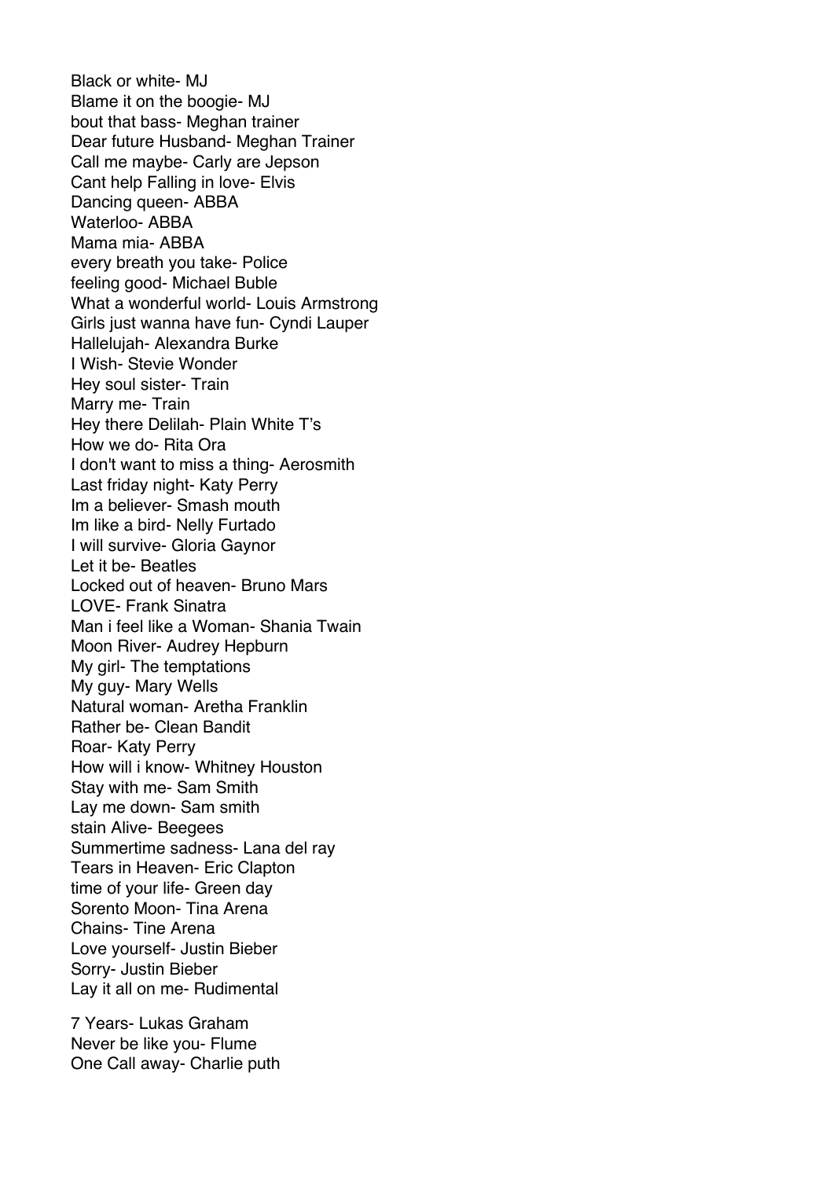Black or white- MJ
Blame it on the boogie- MJ
bout that bass- Meghan trainer
Dear future Husband- Meghan Trainer
Call me maybe- Carly are Jepson
Cant help Falling in love- Elvis
Dancing queen- ABBA
Waterloo- ABBA
Mama mia- ABBA
every breath you take- Police
feeling good- Michael Buble
What a wonderful world- Louis Armstrong
Girls just wanna have fun- Cyndi Lauper
Hallelujah- Alexandra Burke
I Wish- Stevie Wonder
Hey soul sister- Train
Marry me- Train
Hey there Delilah- Plain White T's
How we do- Rita Ora
I don't want to miss a thing- Aerosmith
Last friday night- Katy Perry
Im a believer- Smash mouth
Im like a bird- Nelly Furtado
I will survive- Gloria Gaynor
Let it be- Beatles
Locked out of heaven- Bruno Mars
LOVE- Frank Sinatra
Man i feel like a Woman- Shania Twain
Moon River- Audrey Hepburn
My girl- The temptations
My guy- Mary Wells
Natural woman- Aretha Franklin
Rather be- Clean Bandit
Roar- Katy Perry
How will i know- Whitney Houston
Stay with me- Sam Smith
Lay me down- Sam smith
stain Alive- Beegees
Summertime sadness- Lana del ray
Tears in Heaven- Eric Clapton
time of your life- Green day
Sorento Moon- Tina Arena
Chains- Tine Arena
Love yourself- Justin Bieber
Sorry- Justin Bieber
Lay it all on me- Rudimental

7 Years- Lukas Graham
Never be like you- Flume
One Call away- Charlie puth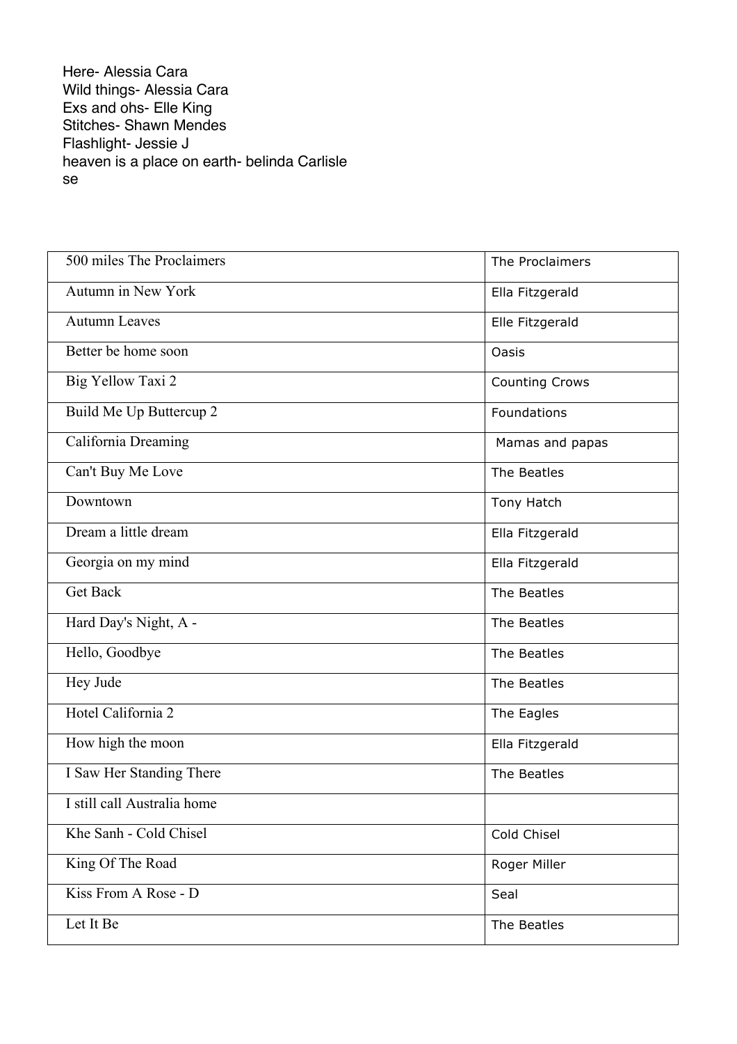Here- Alessia Cara
Wild things- Alessia Cara
Exs and ohs- Elle King
Stitches- Shawn Mendes
Flashlight- Jessie J
heaven is a place on earth- belinda Carlisle
se

| | |
|---|---|
| 500 miles The Proclaimers | The Proclaimers |
| Autumn in New York | Ella Fitzgerald |
| Autumn Leaves | Elle Fitzgerald |
| Better be home soon | Oasis |
| Big Yellow Taxi 2 | Counting Crows |
| Build Me Up Buttercup 2 | Foundations |
| California Dreaming | Mamas and papas |
| Can't Buy Me Love | The Beatles |
| Downtown | Tony Hatch |
| Dream a little dream | Ella Fitzgerald |
| Georgia on my mind | Ella Fitzgerald |
| Get Back | The Beatles |
| Hard Day's Night, A - | The Beatles |
| Hello, Goodbye | The Beatles |
| Hey Jude | The Beatles |
| Hotel California 2 | The Eagles |
| How high the moon | Ella Fitzgerald |
| I Saw Her Standing There | The Beatles |
| I still call Australia home | |
| Khe Sanh - Cold Chisel | Cold Chisel |
| King Of The Road | Roger Miller |
| Kiss From A Rose - D | Seal |
| Let It Be | The Beatles |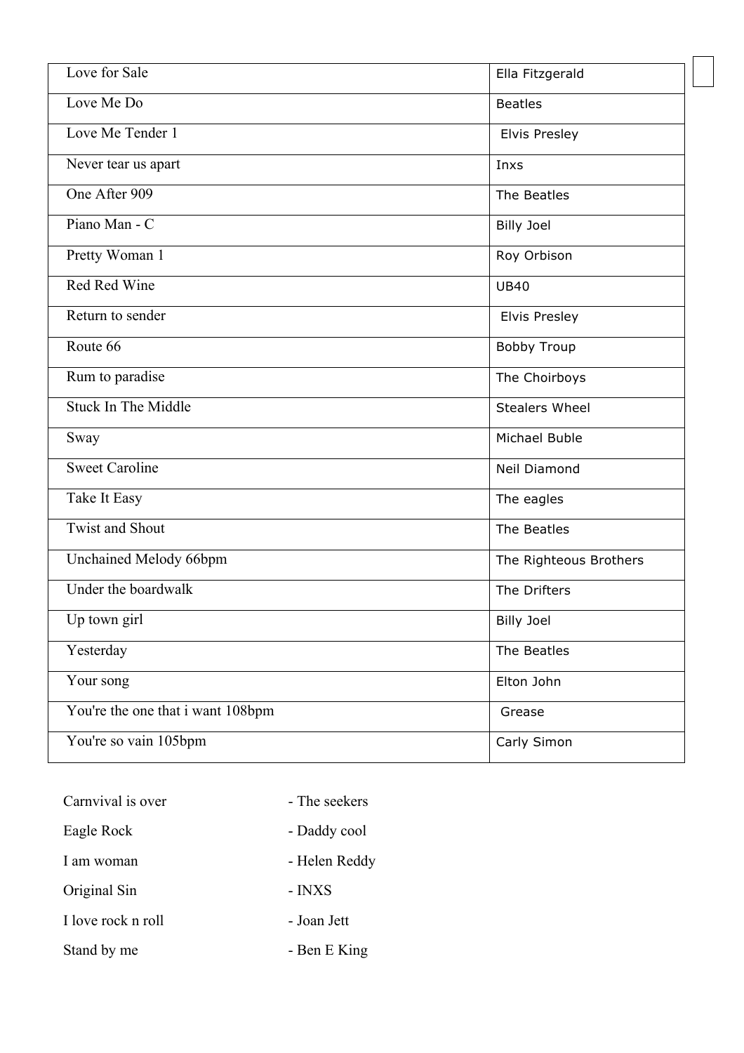| Love for Sale | Ella Fitzgerald |
|---|---|
| Love Me Do | Beatles |
| Love Me Tender 1 | Elvis Presley |
| Never tear us apart | Inxs |
| One After 909 | The Beatles |
| Piano Man - C | Billy Joel |
| Pretty Woman 1 | Roy Orbison |
| Red Red Wine | UB40 |
| Return to sender | Elvis Presley |
| Route 66 | Bobby Troup |
| Rum to paradise | The Choirboys |
| Stuck In The Middle | Stealers Wheel |
| Sway | Michael Buble |
| Sweet Caroline | Neil Diamond |
| Take It Easy | The eagles |
| Twist and Shout | The Beatles |
| Unchained Melody 66bpm | The Righteous Brothers |
| Under the boardwalk | The Drifters |
| Up town girl | Billy Joel |
| Yesterday | The Beatles |
| Your song | Elton John |
| You're the one that i want 108bpm | Grease |
| You're so vain 105bpm | Carly Simon |

Carnvival is over - The seekers

Eagle Rock - Daddy cool

I am woman - Helen Reddy

Original Sin - INXS

I love rock n roll - Joan Jett

Stand by me - Ben E King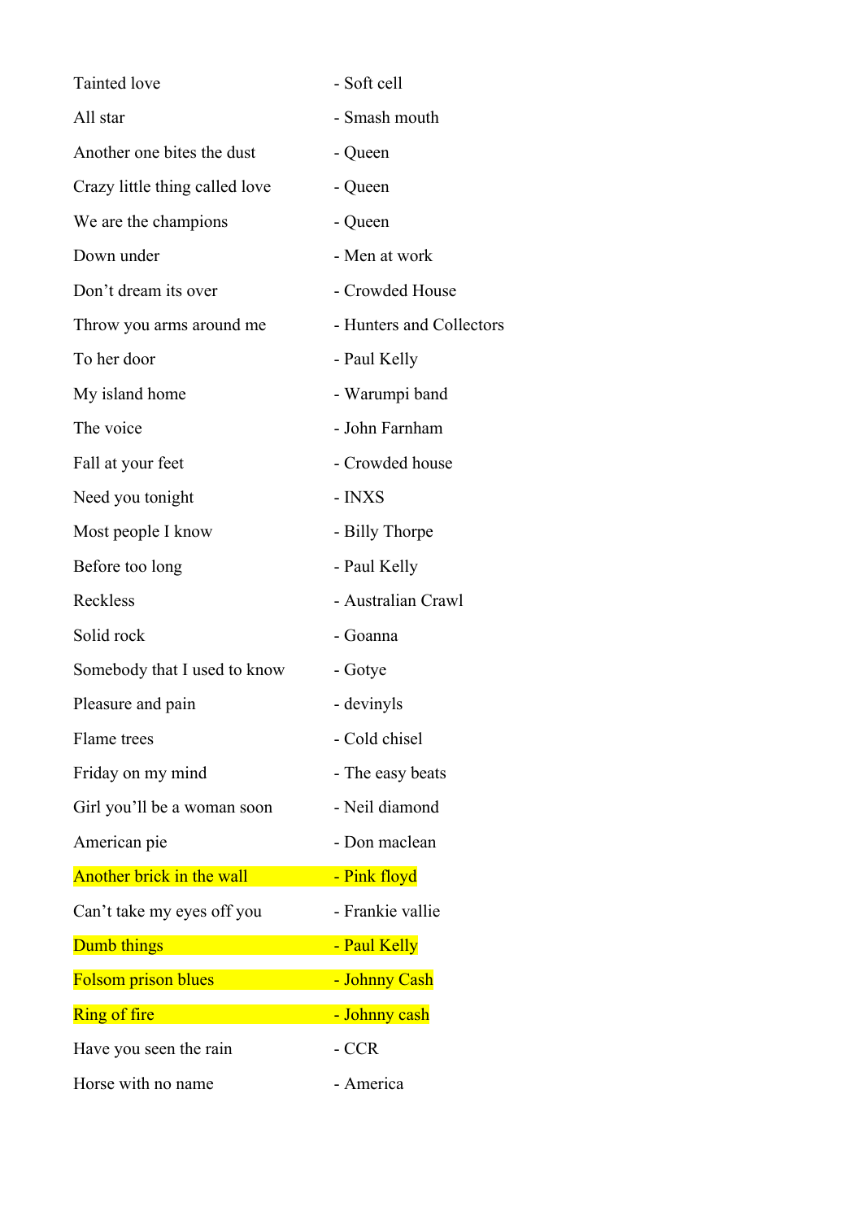Tainted love - Soft cell

All star - Smash mouth

Another one bites the dust - Queen

Crazy little thing called love - Queen

We are the champions - Queen

Down under - Men at work

Don't dream its over - Crowded House

Throw you arms around me - Hunters and Collectors

To her door - Paul Kelly

My island home - Warumpi band

The voice - John Farnham

Fall at your feet - Crowded house

Need you tonight - INXS

Most people I know - Billy Thorpe

Before too long - Paul Kelly

Reckless - Australian Crawl

Solid rock - Goanna

Somebody that I used to know - Gotye

Pleasure and pain - devinyls

Flame trees - Cold chisel

Friday on my mind - The easy beats

Girl you'll be a woman soon - Neil diamond

American pie - Don maclean

Another brick in the wall - Pink floyd

Can't take my eyes off you - Frankie vallie

Dumb things - Paul Kelly

Folsom prison blues - Johnny Cash

Ring of fire - Johnny cash

Have you seen the rain - CCR

Horse with no name - America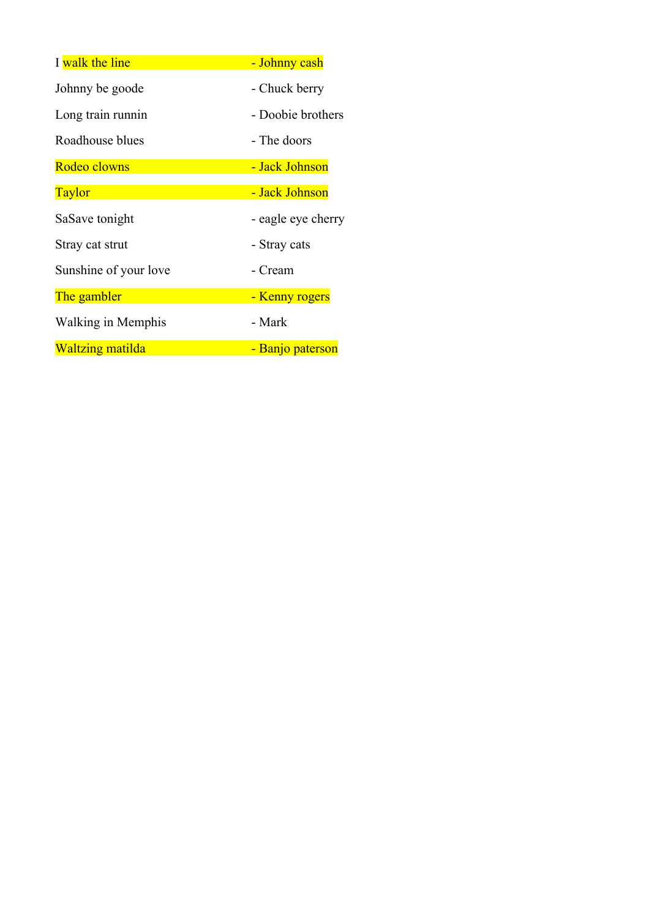| | |
|---|---|
| I walk the line | - Johnny cash |
| Johnny be goode | - Chuck berry |
| Long train runnin | - Doobie brothers |
| Roadhouse blues | - The doors |
| Rodeo clowns | - Jack Johnson |
| Taylor | - Jack Johnson |
| SaSave tonight | - eagle eye cherry |
| Stray cat strut | - Stray cats |
| Sunshine of your love | - Cream |
| The gambler | - Kenny rogers |
| Walking in Memphis | - Mark |
| Waltzing matilda | - Banjo paterson |